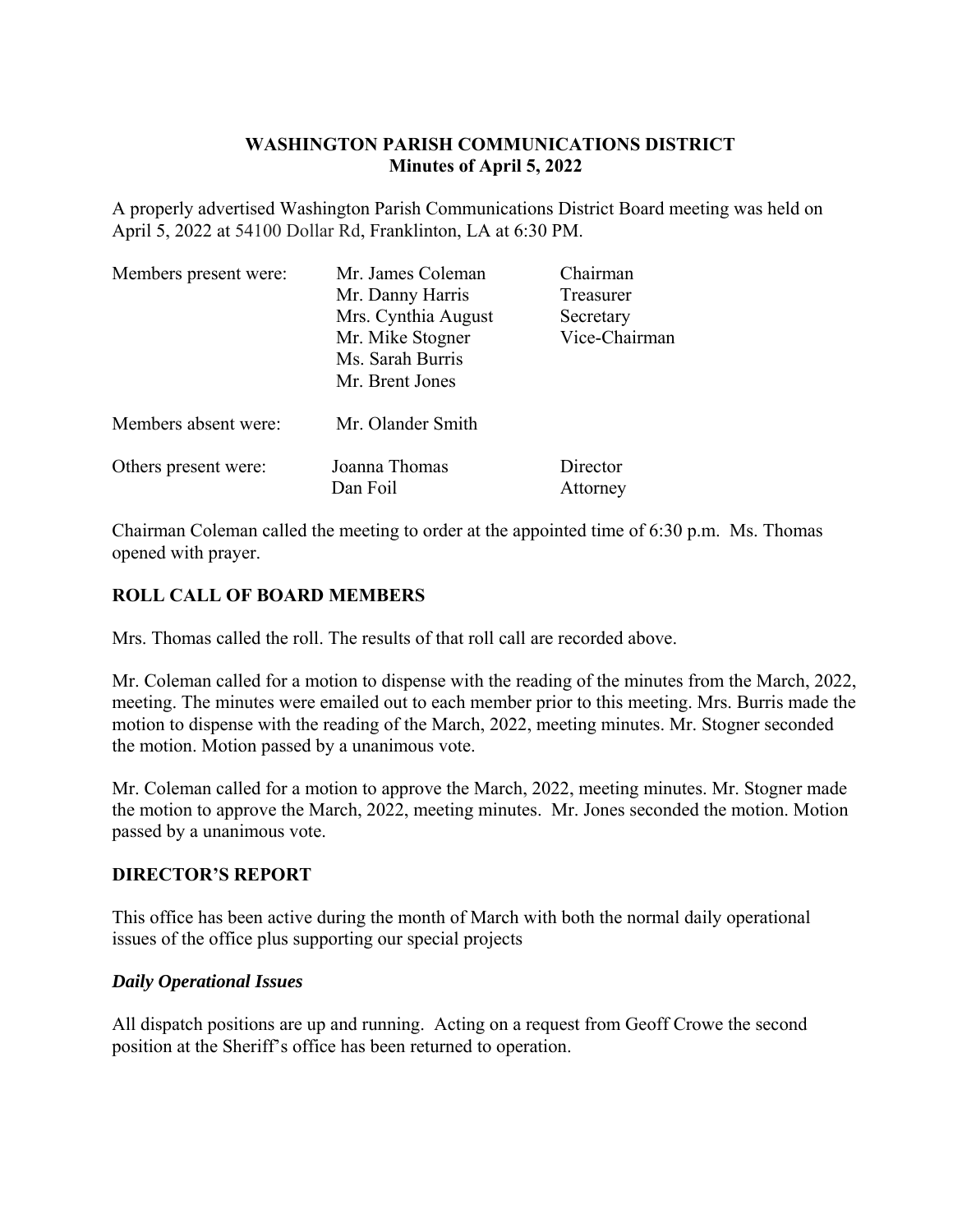# WASHINGTON PARISH COMMUNICATIONS DISTRICT
## Minutes of April 5, 2022

A properly advertised Washington Parish Communications District Board meeting was held on April 5, 2022 at 54100 Dollar Rd, Franklinton, LA at 6:30 PM.

| | | |
|---|---|---|
| Members present were: | Mr. James Coleman | Chairman |
| | Mr. Danny Harris | Treasurer |
| | Mrs. Cynthia August | Secretary |
| | Mr. Mike Stogner | Vice-Chairman |
| | Ms. Sarah Burris | |
| | Mr. Brent Jones | |
| Members absent were: | Mr. Olander Smith | |
| Others present were: | Joanna Thomas | Director |
| | Dan Foil | Attorney |

Chairman Coleman called the meeting to order at the appointed time of 6:30 p.m. Ms. Thomas opened with prayer.

## ROLL CALL OF BOARD MEMBERS

Mrs. Thomas called the roll. The results of that roll call are recorded above.

Mr. Coleman called for a motion to dispense with the reading of the minutes from the March, 2022, meeting. The minutes were emailed out to each member prior to this meeting. Mrs. Burris made the motion to dispense with the reading of the March, 2022, meeting minutes. Mr. Stogner seconded the motion. Motion passed by a unanimous vote.

Mr. Coleman called for a motion to approve the March, 2022, meeting minutes. Mr. Stogner made the motion to approve the March, 2022, meeting minutes. Mr. Jones seconded the motion. Motion passed by a unanimous vote.

## DIRECTOR'S REPORT

This office has been active during the month of March with both the normal daily operational issues of the office plus supporting our special projects

### *Daily Operational Issues*

All dispatch positions are up and running. Acting on a request from Geoff Crowe the second position at the Sheriff's office has been returned to operation.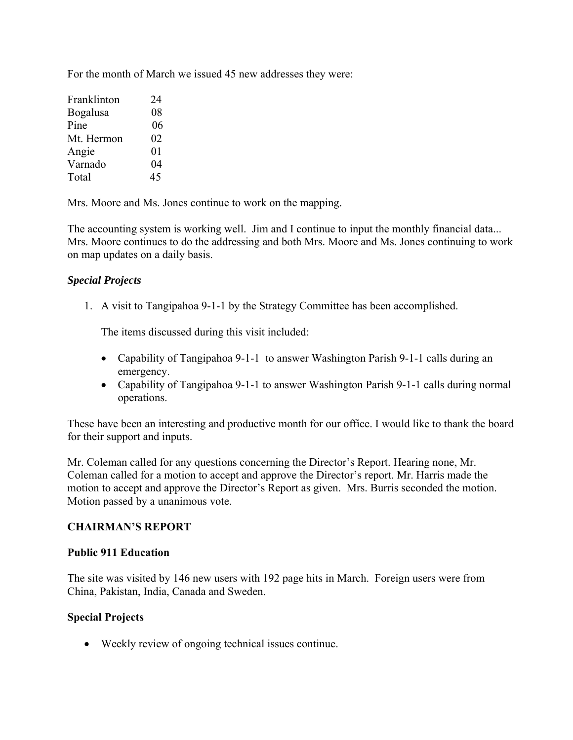For the month of March we issued 45 new addresses they were:

| | |
|---|---|
| Franklinton | 24 |
| Bogalusa | 08 |
| Pine | 06 |
| Mt. Hermon | 02 |
| Angie | 01 |
| Varnado | 04 |
| Total | 45 |

Mrs. Moore and Ms. Jones continue to work on the mapping.

The accounting system is working well. Jim and I continue to input the monthly financial data... Mrs. Moore continues to do the addressing and both Mrs. Moore and Ms. Jones continuing to work on map updates on a daily basis.

***Special Projects***

1. A visit to Tangipahoa 9-1-1 by the Strategy Committee has been accomplished.

   The items discussed during this visit included:

   - Capability of Tangipahoa 9-1-1 to answer Washington Parish 9-1-1 calls during an emergency.
   - Capability of Tangipahoa 9-1-1 to answer Washington Parish 9-1-1 calls during normal operations.

These have been an interesting and productive month for our office. I would like to thank the board for their support and inputs.

Mr. Coleman called for any questions concerning the Director's Report. Hearing none, Mr. Coleman called for a motion to accept and approve the Director's report. Mr. Harris made the motion to accept and approve the Director's Report as given. Mrs. Burris seconded the motion. Motion passed by a unanimous vote.

**CHAIRMAN'S REPORT**

**Public 911 Education**

The site was visited by 146 new users with 192 page hits in March. Foreign users were from China, Pakistan, India, Canada and Sweden.

**Special Projects**

- Weekly review of ongoing technical issues continue.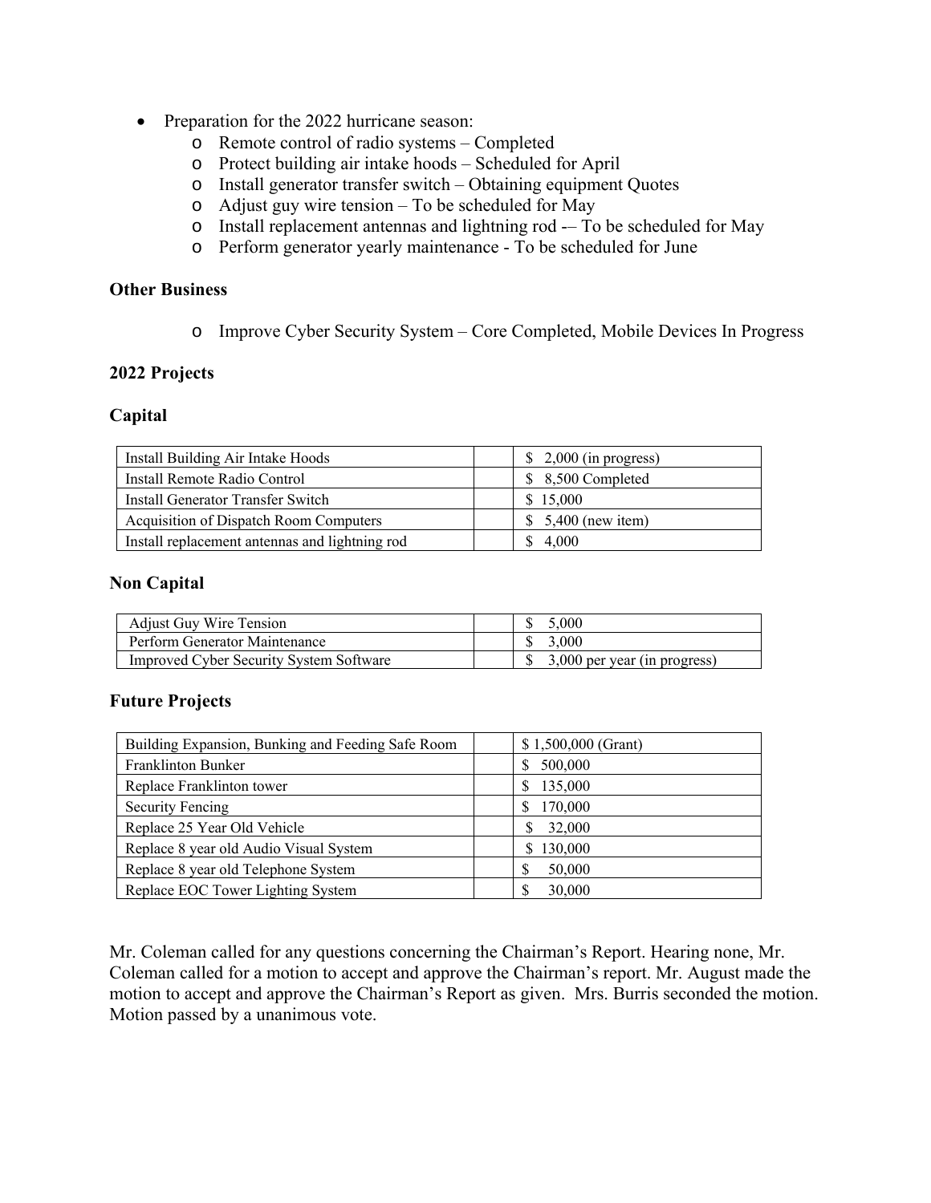- Preparation for the 2022 hurricane season:
  - Remote control of radio systems – Completed
  - Protect building air intake hoods – Scheduled for April
  - Install generator transfer switch – Obtaining equipment Quotes
  - Adjust guy wire tension – To be scheduled for May
  - Install replacement antennas and lightning rod -– To be scheduled for May
  - Perform generator yearly maintenance - To be scheduled for June

**Other Business**

- Improve Cyber Security System – Core Completed, Mobile Devices In Progress

**2022 Projects**

**Capital**

| | | |
|---|---|---|
| Install Building Air Intake Hoods | | $ 2,000 (in progress) |
| Install Remote Radio Control | | $ 8,500 Completed |
| Install Generator Transfer Switch | | $ 15,000 |
| Acquisition of Dispatch Room Computers | | $ 5,400 (new item) |
| Install replacement antennas and lightning rod | | $ 4,000 |

**Non Capital**

| | | |
|---|---|---|
| Adjust Guy Wire Tension | | $ 5,000 |
| Perform Generator Maintenance | | $ 3,000 |
| Improved Cyber Security System Software | | $ 3,000 per year (in progress) |

**Future Projects**

| | | |
|---|---|---|
| Building Expansion, Bunking and Feeding Safe Room | | $ 1,500,000 (Grant) |
| Franklinton Bunker | | $ 500,000 |
| Replace Franklinton tower | | $ 135,000 |
| Security Fencing | | $ 170,000 |
| Replace 25 Year Old Vehicle | | $ 32,000 |
| Replace 8 year old Audio Visual System | | $ 130,000 |
| Replace 8 year old Telephone System | | $ 50,000 |
| Replace EOC Tower Lighting System | | $ 30,000 |

Mr. Coleman called for any questions concerning the Chairman's Report. Hearing none, Mr. Coleman called for a motion to accept and approve the Chairman's report. Mr. August made the motion to accept and approve the Chairman's Report as given. Mrs. Burris seconded the motion. Motion passed by a unanimous vote.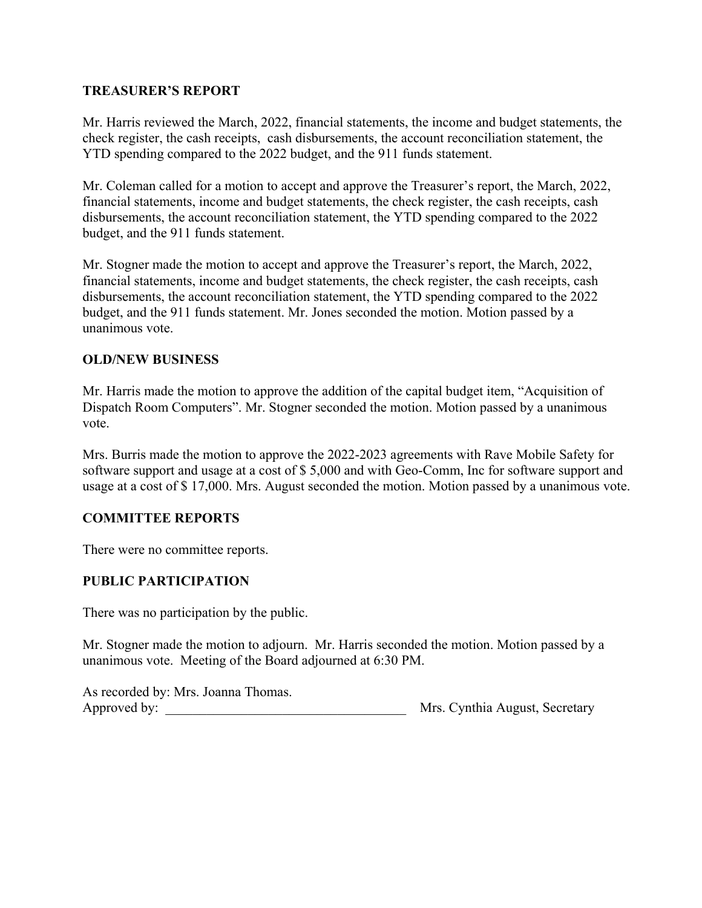## TREASURER'S REPORT

Mr. Harris reviewed the March, 2022, financial statements, the income and budget statements, the check register, the cash receipts, cash disbursements, the account reconciliation statement, the YTD spending compared to the 2022 budget, and the 911 funds statement.

Mr. Coleman called for a motion to accept and approve the Treasurer's report, the March, 2022, financial statements, income and budget statements, the check register, the cash receipts, cash disbursements, the account reconciliation statement, the YTD spending compared to the 2022 budget, and the 911 funds statement.

Mr. Stogner made the motion to accept and approve the Treasurer's report, the March, 2022, financial statements, income and budget statements, the check register, the cash receipts, cash disbursements, the account reconciliation statement, the YTD spending compared to the 2022 budget, and the 911 funds statement. Mr. Jones seconded the motion. Motion passed by a unanimous vote.

## OLD/NEW BUSINESS

Mr. Harris made the motion to approve the addition of the capital budget item, "Acquisition of Dispatch Room Computers". Mr. Stogner seconded the motion. Motion passed by a unanimous vote.

Mrs. Burris made the motion to approve the 2022-2023 agreements with Rave Mobile Safety for software support and usage at a cost of $ 5,000 and with Geo-Comm, Inc for software support and usage at a cost of $ 17,000. Mrs. August seconded the motion. Motion passed by a unanimous vote.

## COMMITTEE REPORTS

There were no committee reports.

## PUBLIC PARTICIPATION

There was no participation by the public.

Mr. Stogner made the motion to adjourn. Mr. Harris seconded the motion. Motion passed by a unanimous vote. Meeting of the Board adjourned at 6:30 PM.

As recorded by: Mrs. Joanna Thomas.
Approved by: ___________________________________ Mrs. Cynthia August, Secretary